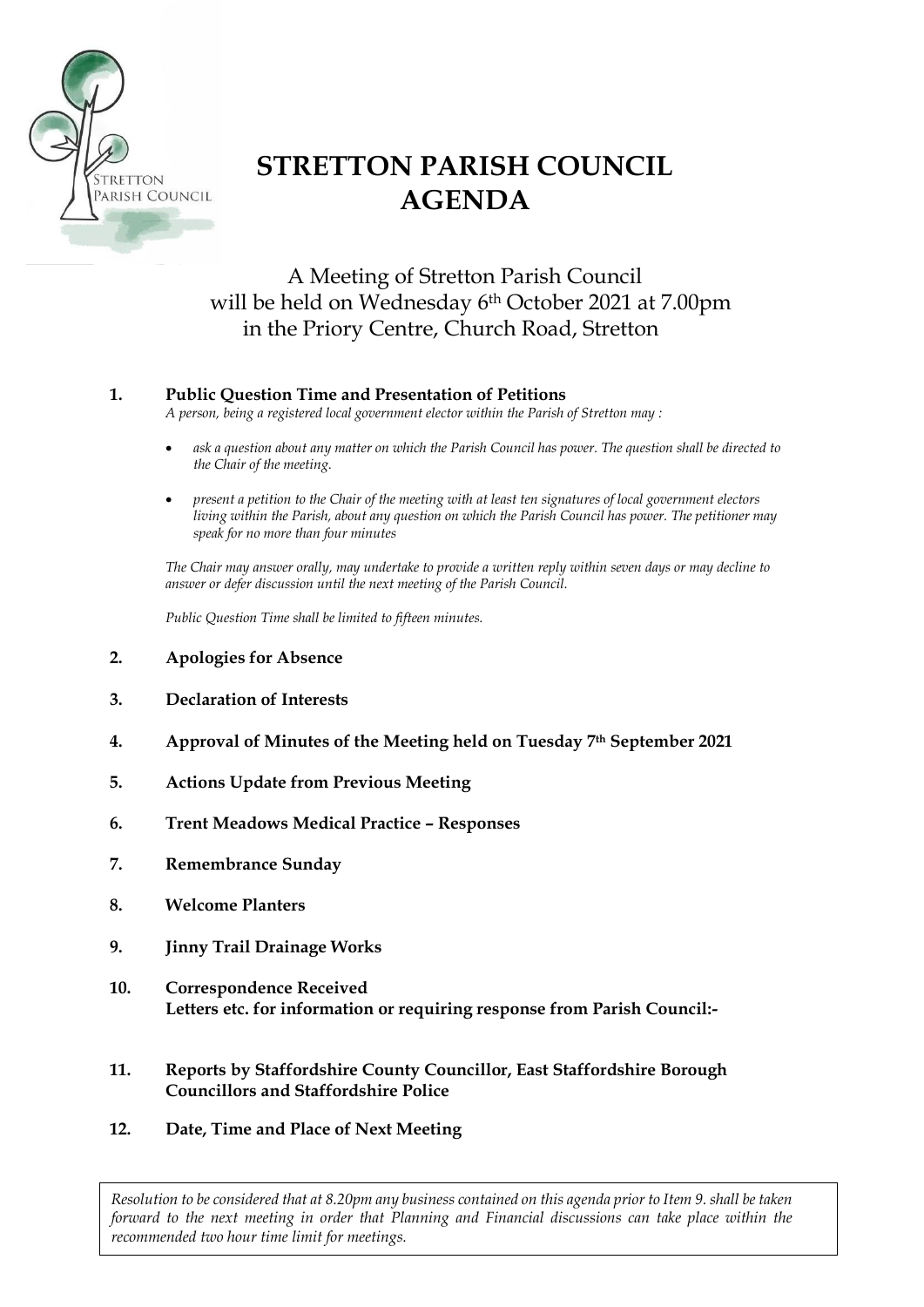# STRETTON PARISH COUNCIL AGENDA

A Meeting of Stretton Parish Council will be held on Wednesday 6th October 2021 at 7.00pm in the Priory Centre, Church Road, Stretton

**1. Public Question Time and Presentation of Petitions**

*A person, being a registered local government elector within the Parish of Stretton may :*

- *ask a question about any matter on which the Parish Council has power. The question shall be directed to the Chair of the meeting.*
- *present a petition to the Chair of the meeting with at least ten signatures of local government electors living within the Parish, about any question on which the Parish Council has power. The petitioner may speak for no more than four minutes*

*The Chair may answer orally, may undertake to provide a written reply within seven days or may decline to answer or defer discussion until the next meeting of the Parish Council.*

*Public Question Time shall be limited to fifteen minutes.*

**2. Apologies for Absence**

**3. Declaration of Interests**

**4. Approval of Minutes of the Meeting held on Tuesday 7th September 2021**

**5. Actions Update from Previous Meeting**

**6. Trent Meadows Medical Practice – Responses**

**7. Remembrance Sunday**

**8. Welcome Planters**

**9. Jinny Trail Drainage Works**

**10. Correspondence Received**
**Letters etc. for information or requiring response from Parish Council:-**

**11. Reports by Staffordshire County Councillor, East Staffordshire Borough Councillors and Staffordshire Police**

**12. Date, Time and Place of Next Meeting**

*Resolution to be considered that at 8.20pm any business contained on this agenda prior to Item 9. shall be taken forward to the next meeting in order that Planning and Financial discussions can take place within the recommended two hour time limit for meetings.*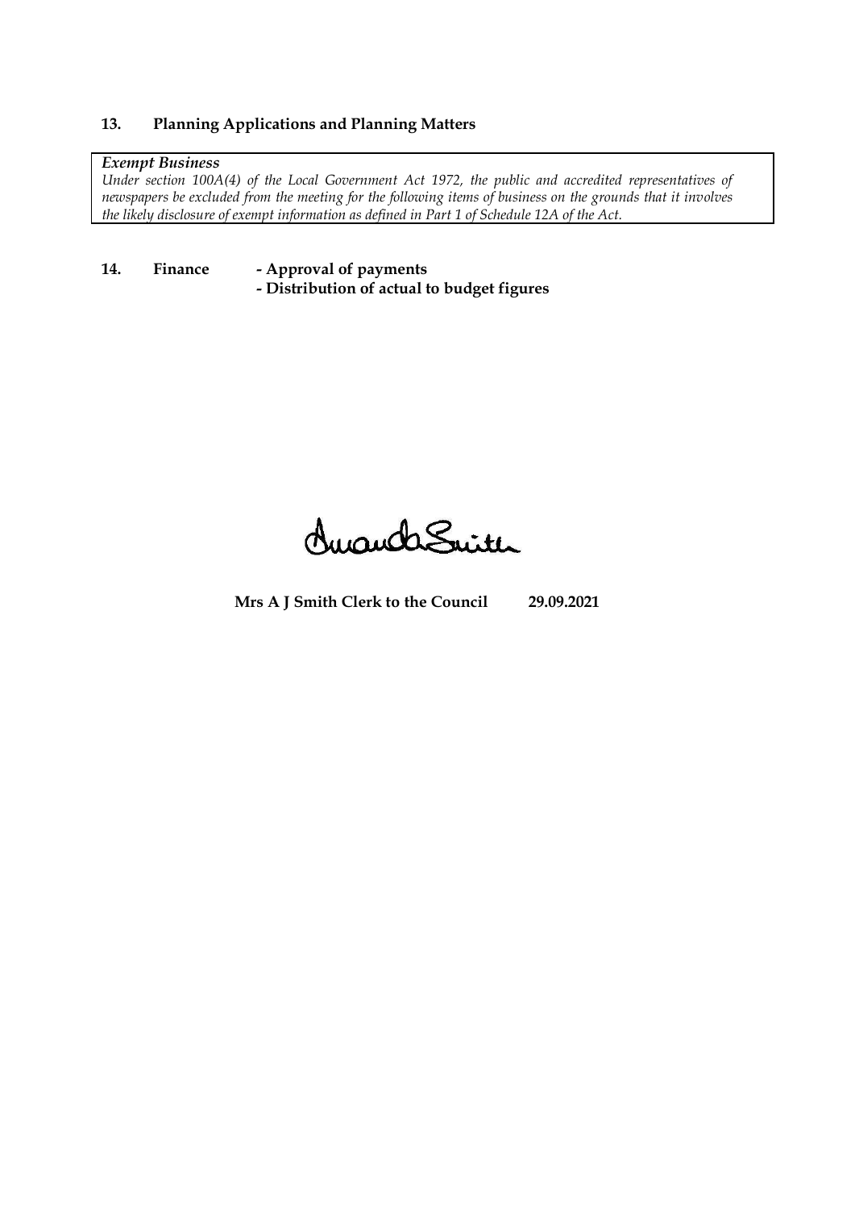**13. Planning Applications and Planning Matters**

***Exempt Business***

*Under section 100A(4) of the Local Government Act 1972, the public and accredited representatives of newspapers be excluded from the meeting for the following items of business on the grounds that it involves the likely disclosure of exempt information as defined in Part 1 of Schedule 12A of the Act.*

**14. Finance - Approval of payments**

**- Distribution of actual to budget figures**

Amanda Smith

**Mrs A J Smith Clerk to the Council 29.09.2021**